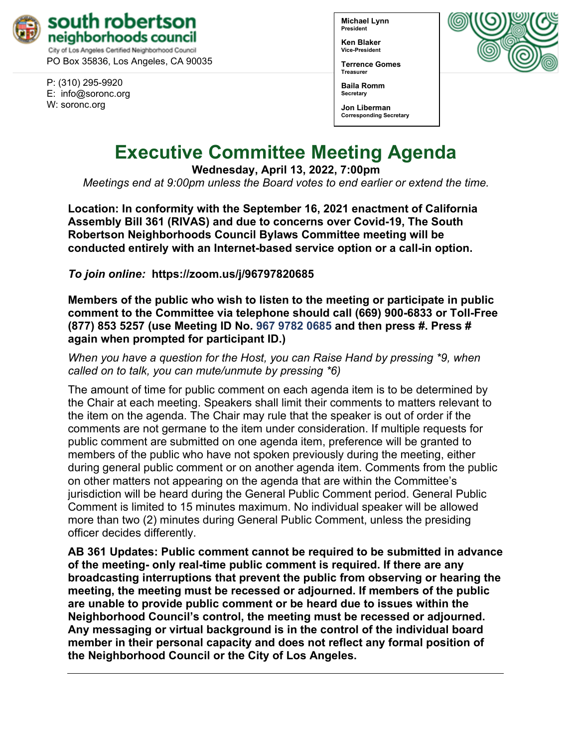**south robertson neighborhoods council**
City of Los Angeles Certified Neighborhood Council
PO Box 35836, Los Angeles, CA 90035

P: (310) 295-9920
E: info@soronc.org
W: soronc.org

**Michael Lynn**
President

**Ken Blaker**
Vice-President

**Terrence Gomes**
Treasurer

**Baila Romm**
Secretary

**Jon Liberman**
Corresponding Secretary

# Executive Committee Meeting Agenda

**Wednesday, April 13, 2022, 7:00pm**

*Meetings end at 9:00pm unless the Board votes to end earlier or extend the time.*

**Location: In conformity with the September 16, 2021 enactment of California Assembly Bill 361 (RIVAS) and due to concerns over Covid-19, The South Robertson Neighborhoods Council Bylaws Committee meeting will be conducted entirely with an Internet-based service option or a call-in option.**

***To join online:*** **https://zoom.us/j/96797820685**

**Members of the public who wish to listen to the meeting or participate in public comment to the Committee via telephone should call (669) 900-6833 or Toll-Free (877) 853 5257 (use Meeting ID No. 967 9782 0685 and then press #. Press # again when prompted for participant ID.)**

*When you have a question for the Host, you can Raise Hand by pressing *9, when called on to talk, you can mute/unmute by pressing *6)*

The amount of time for public comment on each agenda item is to be determined by the Chair at each meeting. Speakers shall limit their comments to matters relevant to the item on the agenda. The Chair may rule that the speaker is out of order if the comments are not germane to the item under consideration. If multiple requests for public comment are submitted on one agenda item, preference will be granted to members of the public who have not spoken previously during the meeting, either during general public comment or on another agenda item. Comments from the public on other matters not appearing on the agenda that are within the Committee's jurisdiction will be heard during the General Public Comment period. General Public Comment is limited to 15 minutes maximum. No individual speaker will be allowed more than two (2) minutes during General Public Comment, unless the presiding officer decides differently.

**AB 361 Updates: Public comment cannot be required to be submitted in advance of the meeting- only real-time public comment is required. If there are any broadcasting interruptions that prevent the public from observing or hearing the meeting, the meeting must be recessed or adjourned. If members of the public are unable to provide public comment or be heard due to issues within the Neighborhood Council's control, the meeting must be recessed or adjourned. Any messaging or virtual background is in the control of the individual board member in their personal capacity and does not reflect any formal position of the Neighborhood Council or the City of Los Angeles.**

---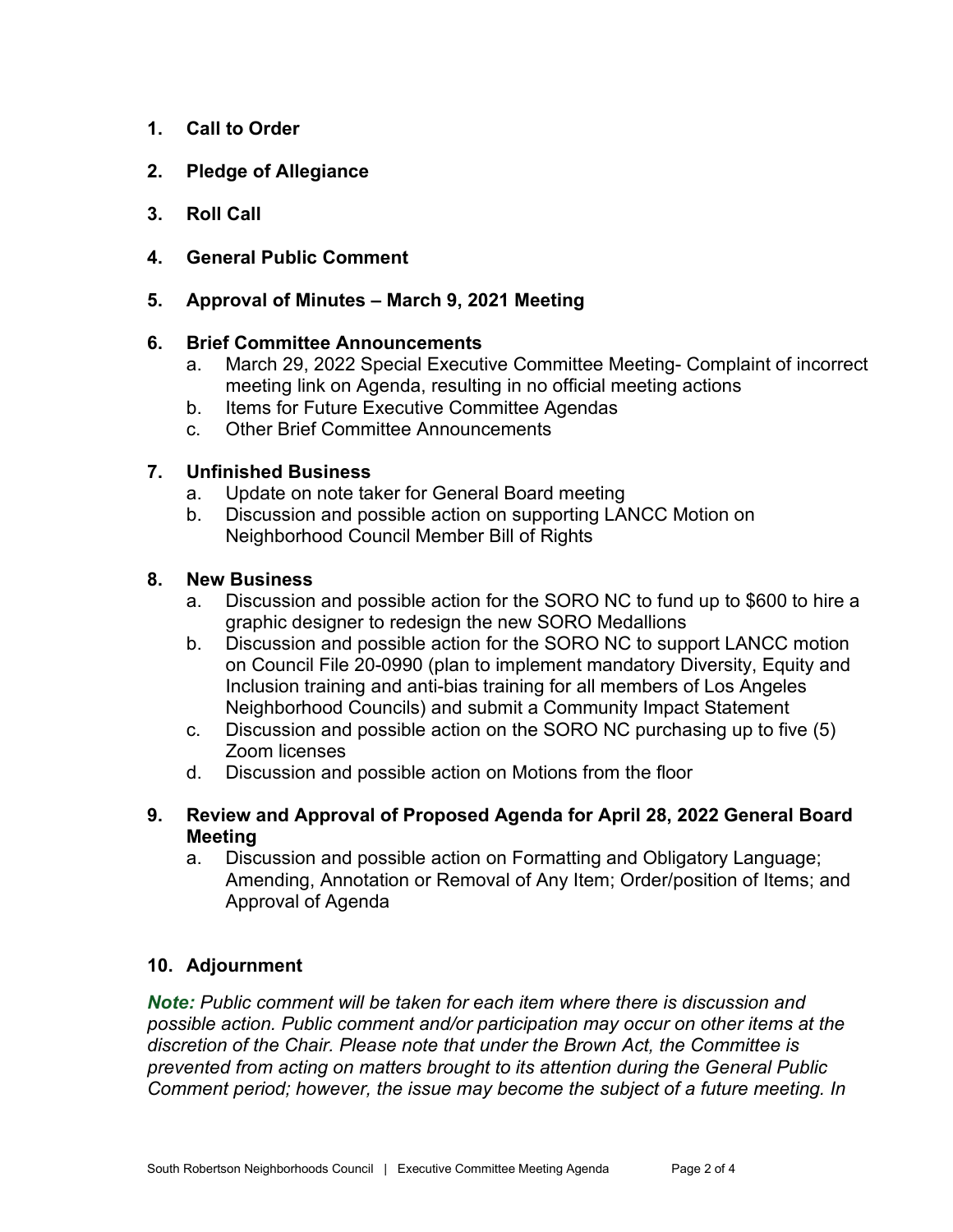1. **Call to Order**

2. **Pledge of Allegiance**

3. **Roll Call**

4. **General Public Comment**

5. **Approval of Minutes – March 9, 2021 Meeting**

6. **Brief Committee Announcements**
   a. March 29, 2022 Special Executive Committee Meeting- Complaint of incorrect meeting link on Agenda, resulting in no official meeting actions
   b. Items for Future Executive Committee Agendas
   c. Other Brief Committee Announcements

7. **Unfinished Business**
   a. Update on note taker for General Board meeting
   b. Discussion and possible action on supporting LANCC Motion on Neighborhood Council Member Bill of Rights

8. **New Business**
   a. Discussion and possible action for the SORO NC to fund up to $600 to hire a graphic designer to redesign the new SORO Medallions
   b. Discussion and possible action for the SORO NC to support LANCC motion on Council File 20-0990 (plan to implement mandatory Diversity, Equity and Inclusion training and anti-bias training for all members of Los Angeles Neighborhood Councils) and submit a Community Impact Statement
   c. Discussion and possible action on the SORO NC purchasing up to five (5) Zoom licenses
   d. Discussion and possible action on Motions from the floor

9. **Review and Approval of Proposed Agenda for April 28, 2022 General Board Meeting**
   a. Discussion and possible action on Formatting and Obligatory Language; Amending, Annotation or Removal of Any Item; Order/position of Items; and Approval of Agenda

10. **Adjournment**

***Note:*** *Public comment will be taken for each item where there is discussion and possible action. Public comment and/or participation may occur on other items at the discretion of the Chair. Please note that under the Brown Act, the Committee is prevented from acting on matters brought to its attention during the General Public Comment period; however, the issue may become the subject of a future meeting. In*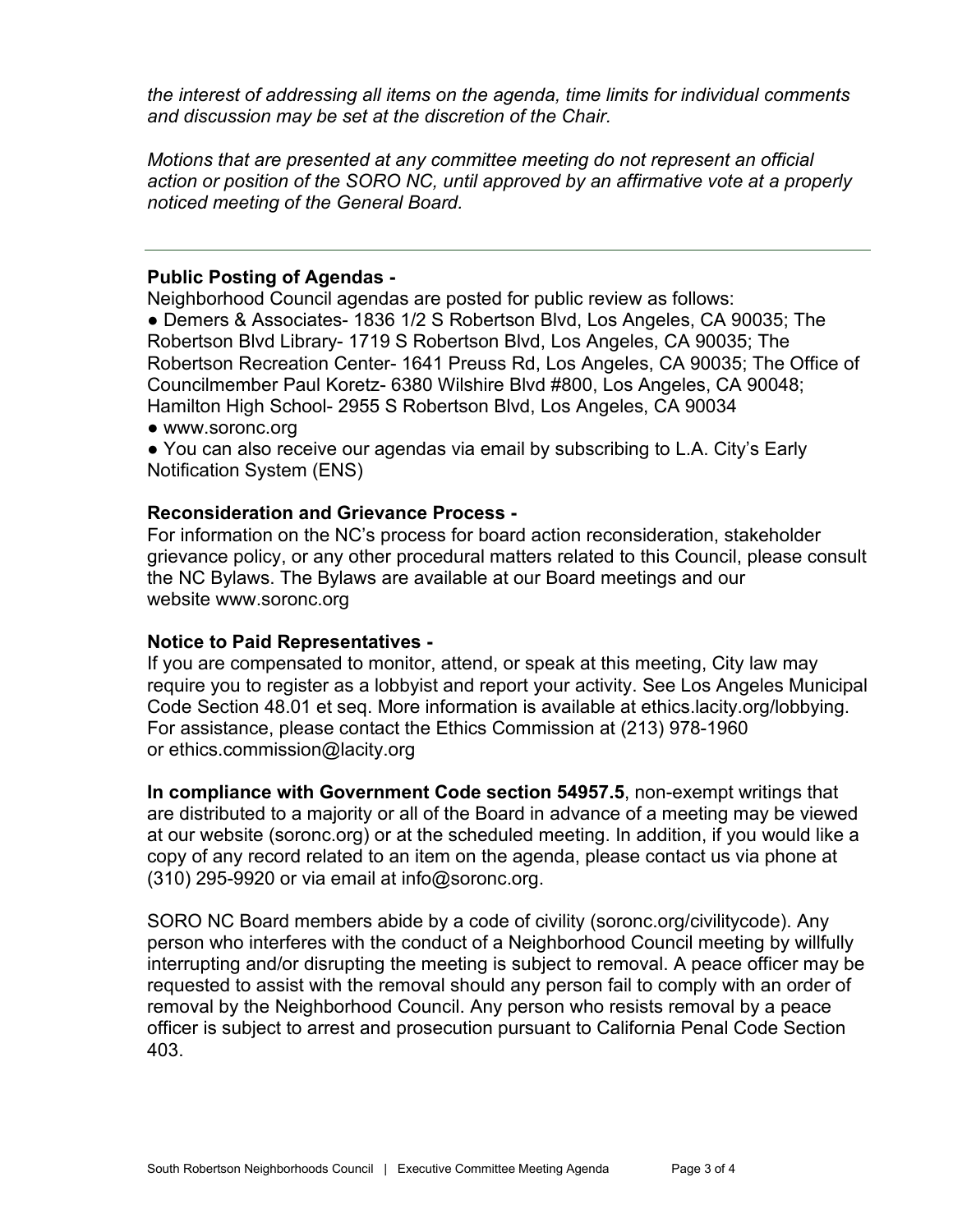*the interest of addressing all items on the agenda, time limits for individual comments and discussion may be set at the discretion of the Chair.*

*Motions that are presented at any committee meeting do not represent an official action or position of the SORO NC, until approved by an affirmative vote at a properly noticed meeting of the General Board.*

---

**Public Posting of Agendas -**
Neighborhood Council agendas are posted for public review as follows:

- Demers & Associates- 1836 1/2 S Robertson Blvd, Los Angeles, CA 90035; The Robertson Blvd Library- 1719 S Robertson Blvd, Los Angeles, CA 90035; The Robertson Recreation Center- 1641 Preuss Rd, Los Angeles, CA 90035; The Office of Councilmember Paul Koretz- 6380 Wilshire Blvd #800, Los Angeles, CA 90048; Hamilton High School- 2955 S Robertson Blvd, Los Angeles, CA 90034
- www.soronc.org
- You can also receive our agendas via email by subscribing to L.A. City's Early Notification System (ENS)

**Reconsideration and Grievance Process -**
For information on the NC's process for board action reconsideration, stakeholder grievance policy, or any other procedural matters related to this Council, please consult the NC Bylaws. The Bylaws are available at our Board meetings and our website www.soronc.org

**Notice to Paid Representatives -**
If you are compensated to monitor, attend, or speak at this meeting, City law may require you to register as a lobbyist and report your activity. See Los Angeles Municipal Code Section 48.01 et seq. More information is available at ethics.lacity.org/lobbying. For assistance, please contact the Ethics Commission at (213) 978-1960 or ethics.commission@lacity.org

**In compliance with Government Code section 54957.5**, non-exempt writings that are distributed to a majority or all of the Board in advance of a meeting may be viewed at our website (soronc.org) or at the scheduled meeting. In addition, if you would like a copy of any record related to an item on the agenda, please contact us via phone at (310) 295-9920 or via email at info@soronc.org.

SORO NC Board members abide by a code of civility (soronc.org/civilitycode). Any person who interferes with the conduct of a Neighborhood Council meeting by willfully interrupting and/or disrupting the meeting is subject to removal. A peace officer may be requested to assist with the removal should any person fail to comply with an order of removal by the Neighborhood Council. Any person who resists removal by a peace officer is subject to arrest and prosecution pursuant to California Penal Code Section 403.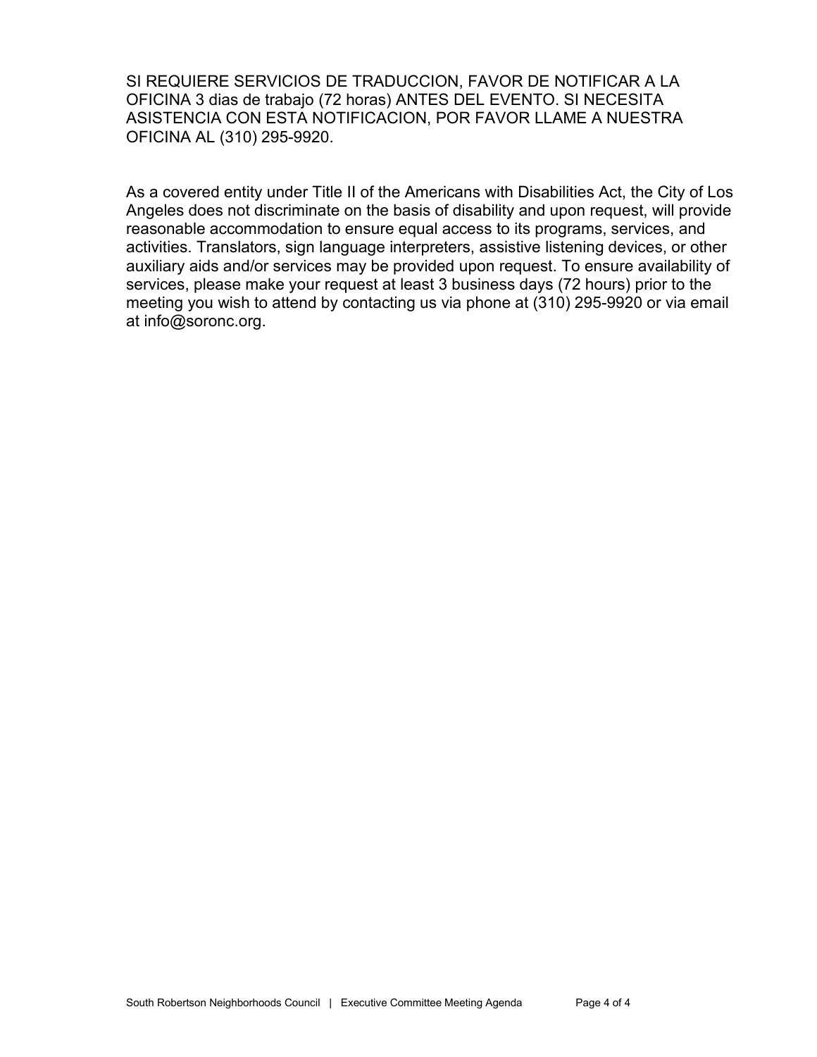SI REQUIERE SERVICIOS DE TRADUCCION, FAVOR DE NOTIFICAR A LA OFICINA 3 dias de trabajo (72 horas) ANTES DEL EVENTO. SI NECESITA ASISTENCIA CON ESTA NOTIFICACION, POR FAVOR LLAME A NUESTRA OFICINA AL (310) 295-9920.

As a covered entity under Title II of the Americans with Disabilities Act, the City of Los Angeles does not discriminate on the basis of disability and upon request, will provide reasonable accommodation to ensure equal access to its programs, services, and activities. Translators, sign language interpreters, assistive listening devices, or other auxiliary aids and/or services may be provided upon request. To ensure availability of services, please make your request at least 3 business days (72 hours) prior to the meeting you wish to attend by contacting us via phone at (310) 295-9920 or via email at info@soronc.org.